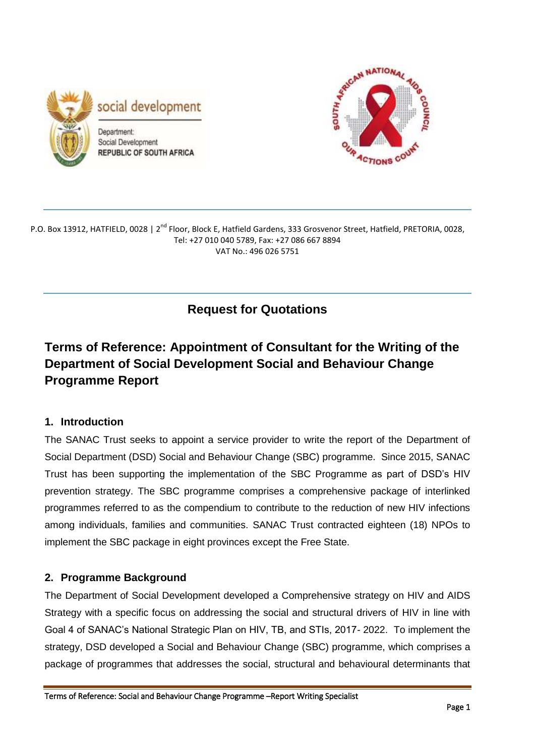P.O. Box 13912, HATFIELD, 0028 | 2nd Floor, Block E, Hatfield Gardens, 333 Grosvenor Street, Hatfield, PRETORIA, 0028,
Tel: +27 010 040 5789, Fax: +27 086 667 8894
VAT No.: 496 026 5751

# Request for Quotations

## Terms of Reference: Appointment of Consultant for the Writing of the Department of Social Development Social and Behaviour Change Programme Report

### 1. Introduction

The SANAC Trust seeks to appoint a service provider to write the report of the Department of Social Department (DSD) Social and Behaviour Change (SBC) programme. Since 2015, SANAC Trust has been supporting the implementation of the SBC Programme as part of DSD's HIV prevention strategy. The SBC programme comprises a comprehensive package of interlinked programmes referred to as the compendium to contribute to the reduction of new HIV infections among individuals, families and communities. SANAC Trust contracted eighteen (18) NPOs to implement the SBC package in eight provinces except the Free State.

### 2. Programme Background

The Department of Social Development developed a Comprehensive strategy on HIV and AIDS Strategy with a specific focus on addressing the social and structural drivers of HIV in line with Goal 4 of SANAC's National Strategic Plan on HIV, TB, and STIs, 2017- 2022. To implement the strategy, DSD developed a Social and Behaviour Change (SBC) programme, which comprises a package of programmes that addresses the social, structural and behavioural determinants that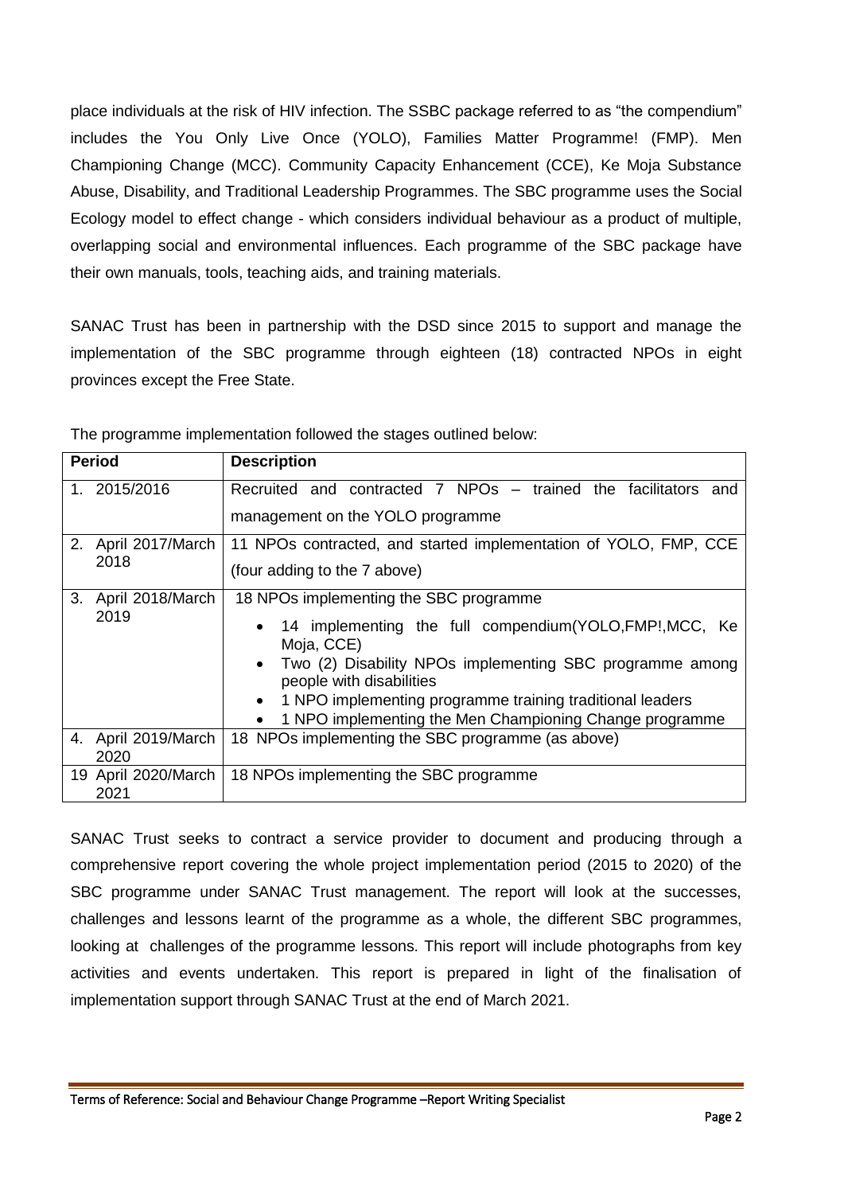place individuals at the risk of HIV infection. The SSBC package referred to as "the compendium" includes the You Only Live Once (YOLO), Families Matter Programme! (FMP). Men Championing Change (MCC). Community Capacity Enhancement (CCE), Ke Moja Substance Abuse, Disability, and Traditional Leadership Programmes. The SBC programme uses the Social Ecology model to effect change - which considers individual behaviour as a product of multiple, overlapping social and environmental influences. Each programme of the SBC package have their own manuals, tools, teaching aids, and training materials.

SANAC Trust has been in partnership with the DSD since 2015 to support and manage the implementation of the SBC programme through eighteen (18) contracted NPOs in eight provinces except the Free State.

The programme implementation followed the stages outlined below:

| Period | Description |
|---|---|
| 1. 2015/2016 | Recruited and contracted 7 NPOs – trained the facilitators and management on the YOLO programme |
| 2. April 2017/March 2018 | 11 NPOs contracted, and started implementation of YOLO, FMP, CCE (four adding to the 7 above) |
| 3. April 2018/March 2019 | 18 NPOs implementing the SBC programme<br>• 14 implementing the full compendium(YOLO,FMP!,MCC, Ke Moja, CCE)<br>• Two (2) Disability NPOs implementing SBC programme among people with disabilities<br>• 1 NPO implementing programme training traditional leaders<br>• 1 NPO implementing the Men Championing Change programme |
| 4. April 2019/March 2020 | 18 NPOs implementing the SBC programme (as above) |
| 19 April 2020/March 2021 | 18 NPOs implementing the SBC programme |

SANAC Trust seeks to contract a service provider to document and producing through a comprehensive report covering the whole project implementation period (2015 to 2020) of the SBC programme under SANAC Trust management. The report will look at the successes, challenges and lessons learnt of the programme as a whole, the different SBC programmes, looking at challenges of the programme lessons. This report will include photographs from key activities and events undertaken. This report is prepared in light of the finalisation of implementation support through SANAC Trust at the end of March 2021.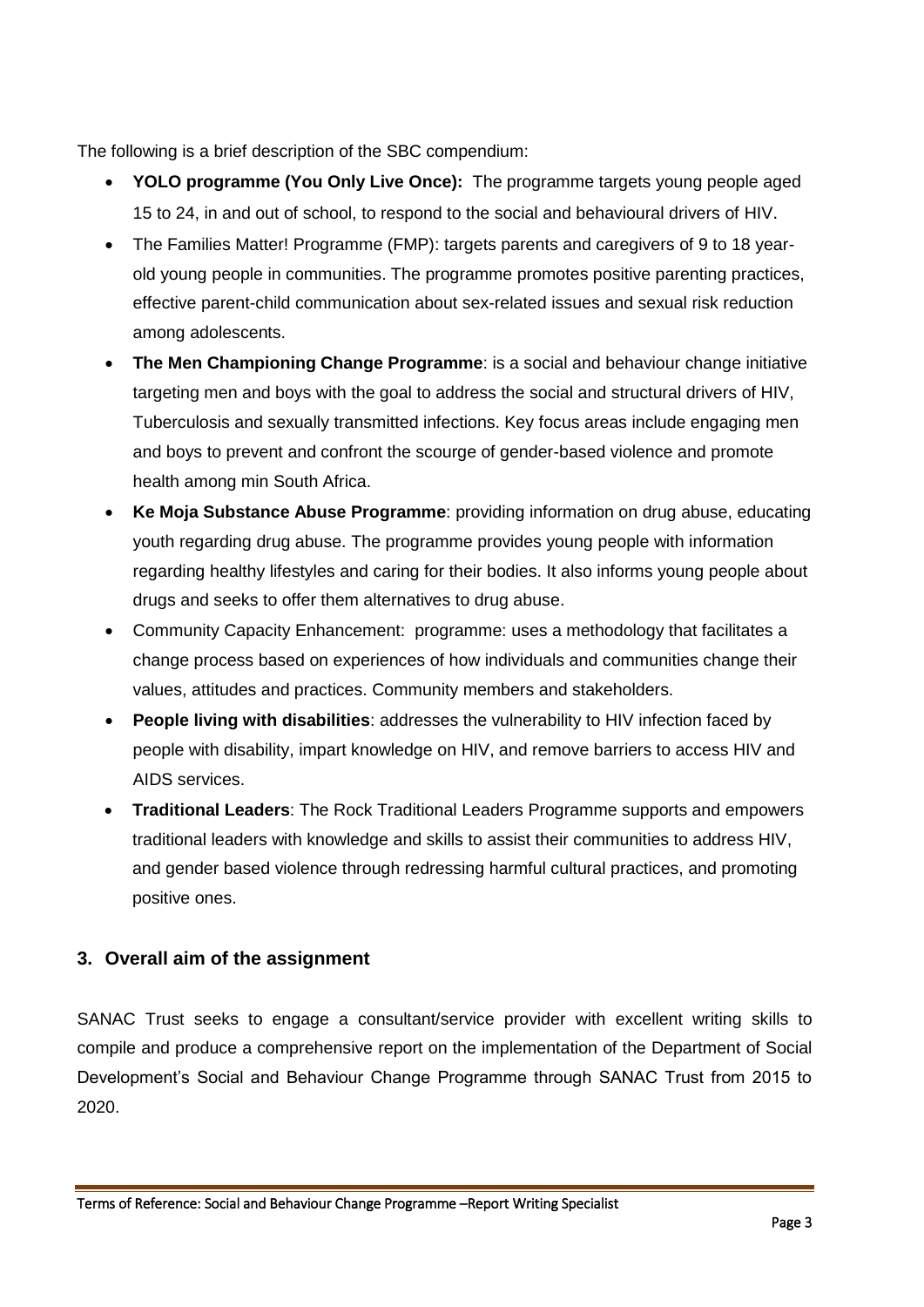The following is a brief description of the SBC compendium:

- **YOLO programme (You Only Live Once):** The programme targets young people aged 15 to 24, in and out of school, to respond to the social and behavioural drivers of HIV.
- The Families Matter! Programme (FMP): targets parents and caregivers of 9 to 18 year-old young people in communities. The programme promotes positive parenting practices, effective parent-child communication about sex-related issues and sexual risk reduction among adolescents.
- **The Men Championing Change Programme**: is a social and behaviour change initiative targeting men and boys with the goal to address the social and structural drivers of HIV, Tuberculosis and sexually transmitted infections. Key focus areas include engaging men and boys to prevent and confront the scourge of gender-based violence and promote health among min South Africa.
- **Ke Moja Substance Abuse Programme**: providing information on drug abuse, educating youth regarding drug abuse. The programme provides young people with information regarding healthy lifestyles and caring for their bodies. It also informs young people about drugs and seeks to offer them alternatives to drug abuse.
- Community Capacity Enhancement: programme: uses a methodology that facilitates a change process based on experiences of how individuals and communities change their values, attitudes and practices. Community members and stakeholders.
- **People living with disabilities**: addresses the vulnerability to HIV infection faced by people with disability, impart knowledge on HIV, and remove barriers to access HIV and AIDS services.
- **Traditional Leaders**: The Rock Traditional Leaders Programme supports and empowers traditional leaders with knowledge and skills to assist their communities to address HIV, and gender based violence through redressing harmful cultural practices, and promoting positive ones.

## 3. Overall aim of the assignment

SANAC Trust seeks to engage a consultant/service provider with excellent writing skills to compile and produce a comprehensive report on the implementation of the Department of Social Development's Social and Behaviour Change Programme through SANAC Trust from 2015 to 2020.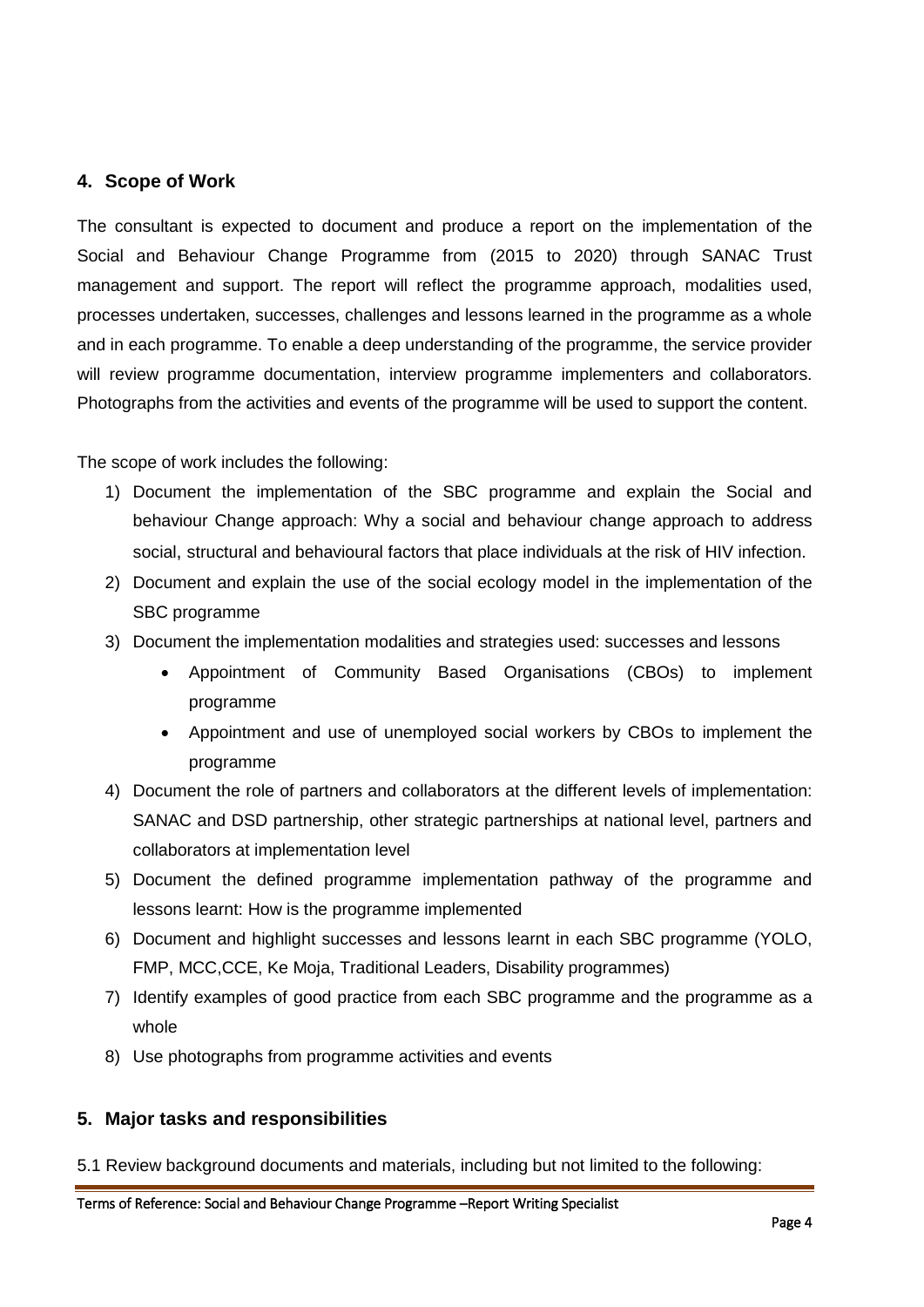## 4. Scope of Work

The consultant is expected to document and produce a report on the implementation of the Social and Behaviour Change Programme from (2015 to 2020) through SANAC Trust management and support. The report will reflect the programme approach, modalities used, processes undertaken, successes, challenges and lessons learned in the programme as a whole and in each programme. To enable a deep understanding of the programme, the service provider will review programme documentation, interview programme implementers and collaborators. Photographs from the activities and events of the programme will be used to support the content.

The scope of work includes the following:

1) Document the implementation of the SBC programme and explain the Social and behaviour Change approach: Why a social and behaviour change approach to address social, structural and behavioural factors that place individuals at the risk of HIV infection.
2) Document and explain the use of the social ecology model in the implementation of the SBC programme
3) Document the implementation modalities and strategies used: successes and lessons
   - Appointment of Community Based Organisations (CBOs) to implement programme
   - Appointment and use of unemployed social workers by CBOs to implement the programme
4) Document the role of partners and collaborators at the different levels of implementation: SANAC and DSD partnership, other strategic partnerships at national level, partners and collaborators at implementation level
5) Document the defined programme implementation pathway of the programme and lessons learnt: How is the programme implemented
6) Document and highlight successes and lessons learnt in each SBC programme (YOLO, FMP, MCC,CCE, Ke Moja, Traditional Leaders, Disability programmes)
7) Identify examples of good practice from each SBC programme and the programme as a whole
8) Use photographs from programme activities and events

## 5. Major tasks and responsibilities

5.1 Review background documents and materials, including but not limited to the following: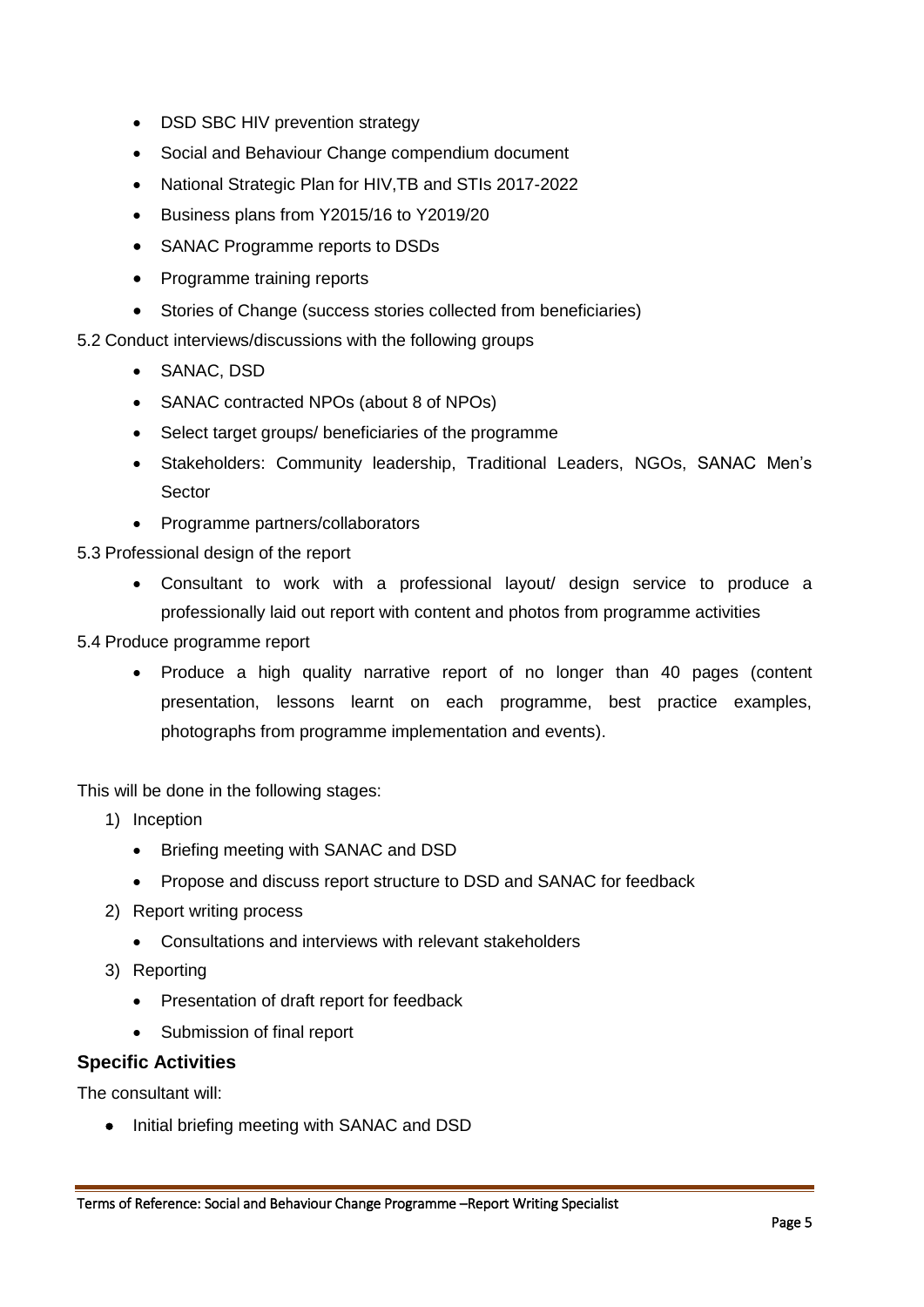- DSD SBC HIV prevention strategy
- Social and Behaviour Change compendium document
- National Strategic Plan for HIV,TB and STIs 2017-2022
- Business plans from Y2015/16 to Y2019/20
- SANAC Programme reports to DSDs
- Programme training reports
- Stories of Change (success stories collected from beneficiaries)

5.2 Conduct interviews/discussions with the following groups

- SANAC, DSD
- SANAC contracted NPOs (about 8 of NPOs)
- Select target groups/ beneficiaries of the programme
- Stakeholders: Community leadership, Traditional Leaders, NGOs, SANAC Men's Sector
- Programme partners/collaborators

5.3 Professional design of the report

- Consultant to work with a professional layout/ design service to produce a professionally laid out report with content and photos from programme activities

5.4 Produce programme report

- Produce a high quality narrative report of no longer than 40 pages (content presentation, lessons learnt on each programme, best practice examples, photographs from programme implementation and events).

This will be done in the following stages:

1) Inception
   - Briefing meeting with SANAC and DSD
   - Propose and discuss report structure to DSD and SANAC for feedback
2) Report writing process
   - Consultations and interviews with relevant stakeholders
3) Reporting
   - Presentation of draft report for feedback
   - Submission of final report

### Specific Activities

The consultant will:

- Initial briefing meeting with SANAC and DSD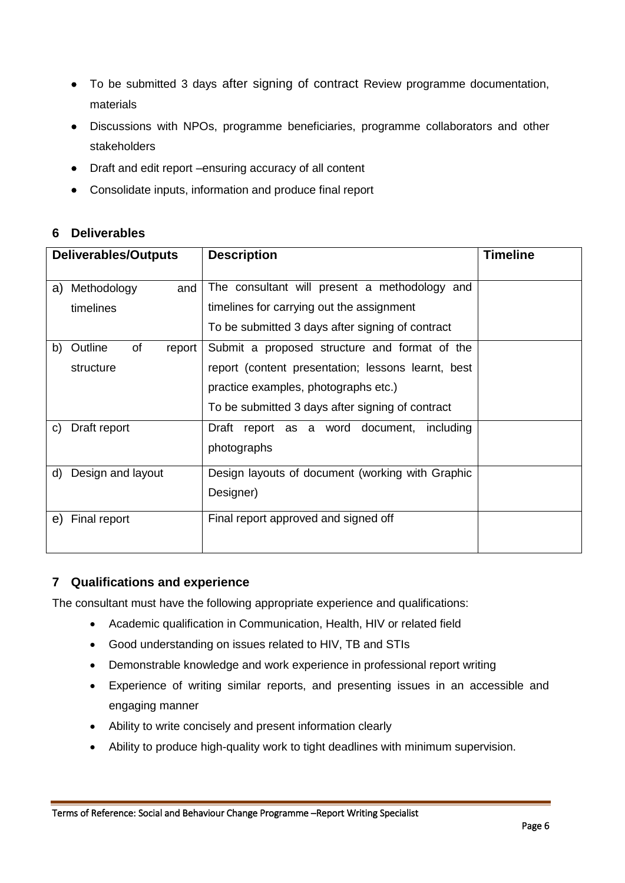- To be submitted 3 days after signing of contract Review programme documentation, materials
- Discussions with NPOs, programme beneficiaries, programme collaborators and other stakeholders
- Draft and edit report –ensuring accuracy of all content
- Consolidate inputs, information and produce final report

## 6 Deliverables

| Deliverables/Outputs | Description | Timeline |
| --- | --- | --- |
| a) Methodology and timelines | The consultant will present a methodology and timelines for carrying out the assignment<br>To be submitted 3 days after signing of contract | |
| b) Outline of report structure | Submit a proposed structure and format of the report (content presentation; lessons learnt, best practice examples, photographs etc.)<br>To be submitted 3 days after signing of contract | |
| c) Draft report | Draft report as a word document, including photographs | |
| d) Design and layout | Design layouts of document (working with Graphic Designer) | |
| e) Final report | Final report approved and signed off | |

## 7 Qualifications and experience

The consultant must have the following appropriate experience and qualifications:

- Academic qualification in Communication, Health, HIV or related field
- Good understanding on issues related to HIV, TB and STIs
- Demonstrable knowledge and work experience in professional report writing
- Experience of writing similar reports, and presenting issues in an accessible and engaging manner
- Ability to write concisely and present information clearly
- Ability to produce high-quality work to tight deadlines with minimum supervision.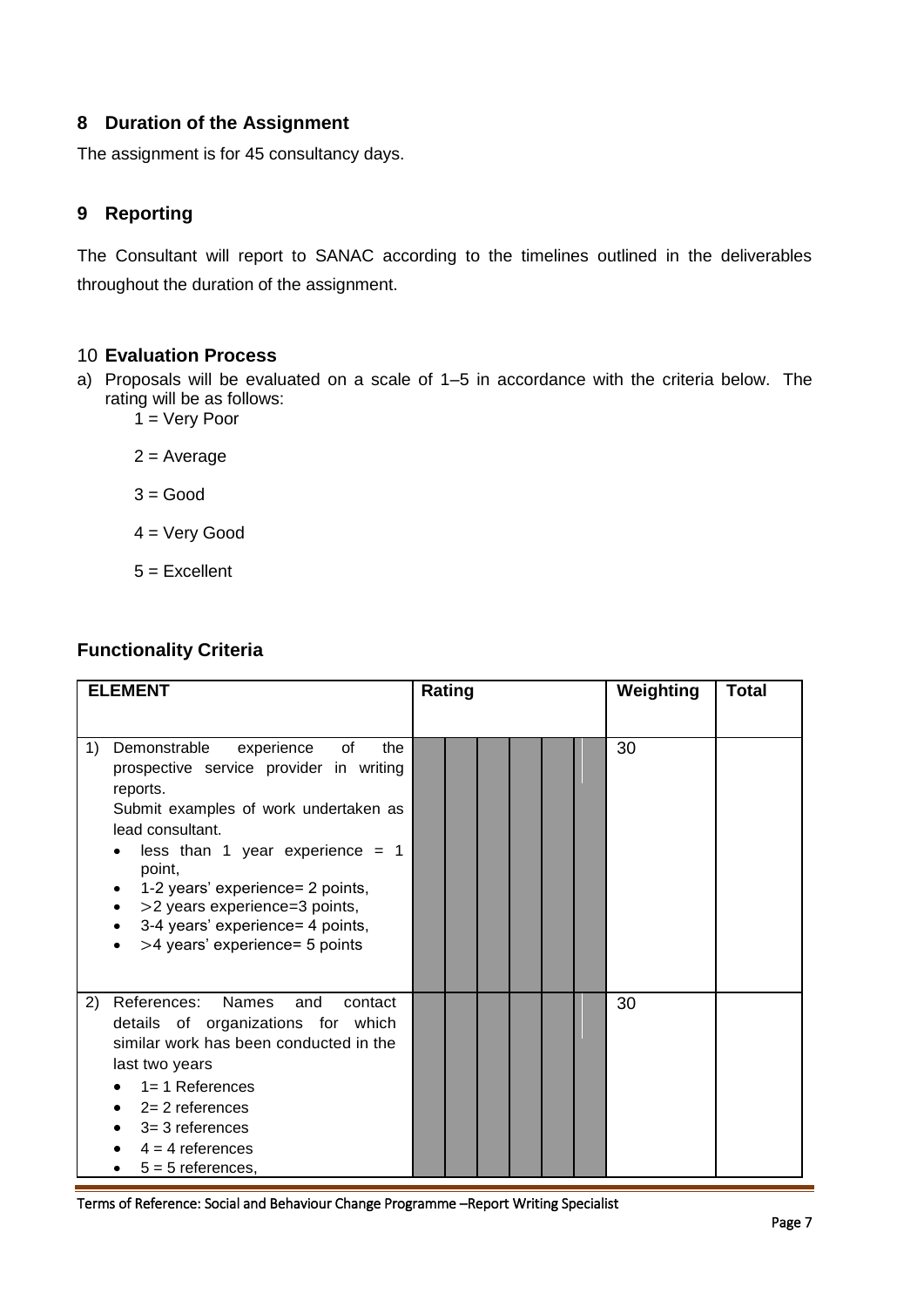## 8 Duration of the Assignment

The assignment is for 45 consultancy days.

## 9 Reporting

The Consultant will report to SANAC according to the timelines outlined in the deliverables throughout the duration of the assignment.

## 10 Evaluation Process

a) Proposals will be evaluated on a scale of 1–5 in accordance with the criteria below. The rating will be as follows:

   1 = Very Poor

   2 = Average

   3 = Good

   4 = Very Good

   5 = Excellent

### Functionality Criteria

| ELEMENT | Rating | | | | | | Weighting | Total |
|---|---|---|---|---|---|---|---|---|
| 1) Demonstrable experience of the prospective service provider in writing reports.<br>Submit examples of work undertaken as lead consultant.<br>• less than 1 year experience = 1 point,<br>• 1-2 years' experience= 2 points,<br>• >2 years experience=3 points,<br>• 3-4 years' experience= 4 points,<br>• >4 years' experience= 5 points | | | | | | | 30 | |
| 2) References: Names and contact details of organizations for which similar work has been conducted in the last two years<br>• 1= 1 References<br>• 2= 2 references<br>• 3= 3 references<br>• 4 = 4 references<br>• 5 = 5 references, | | | | | | | 30 | |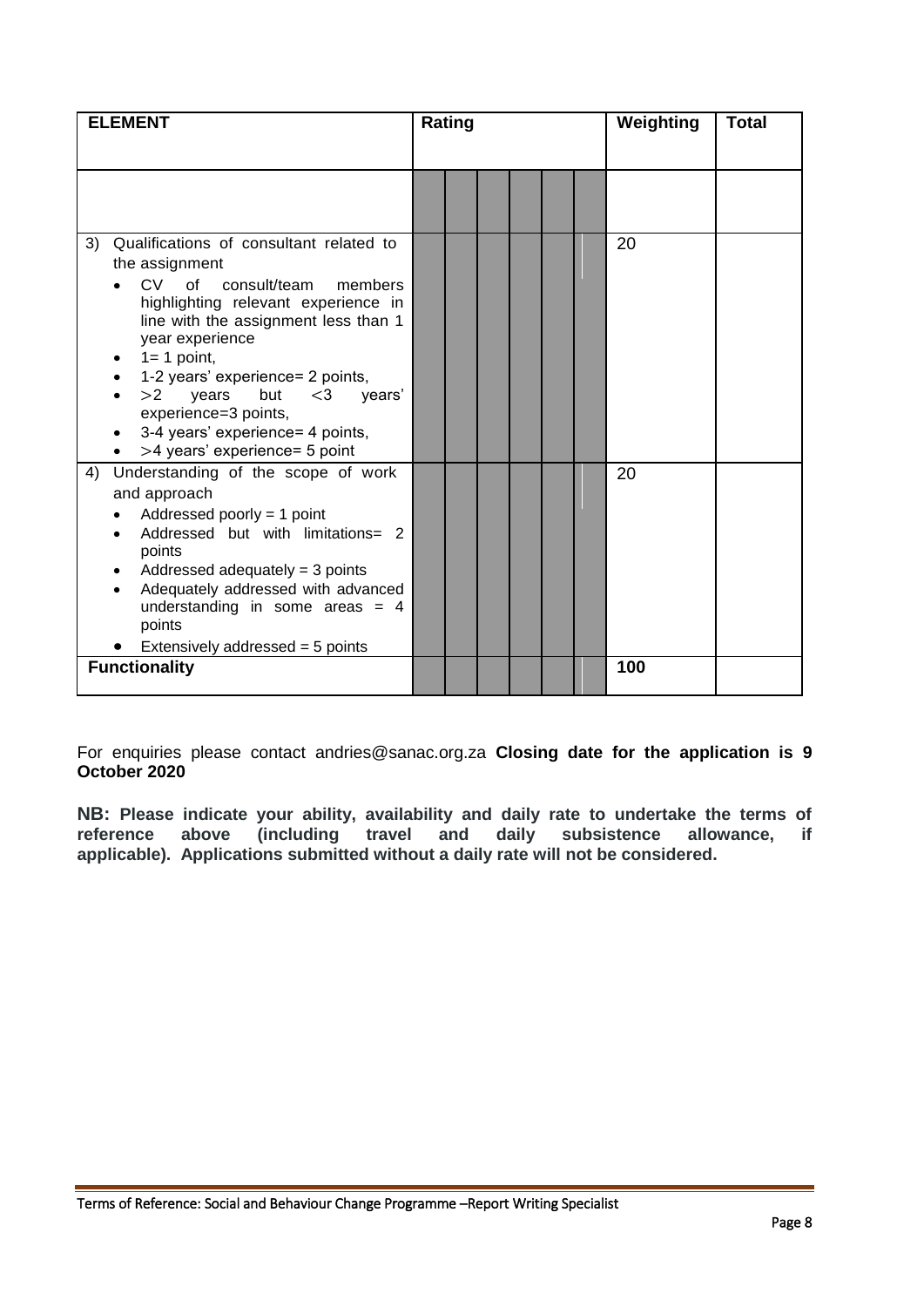| ELEMENT | Rating | | | | | | Weighting | Total |
|---|---|---|---|---|---|---|---|---|
| | | | | | | | | |
| 3) Qualifications of consultant related to the assignment<br>• CV of consult/team members highlighting relevant experience in line with the assignment less than 1 year experience<br>• 1= 1 point,<br>• 1-2 years' experience= 2 points,<br>• >2 years but <3 years' experience=3 points,<br>• 3-4 years' experience= 4 points,<br>• >4 years' experience= 5 point | | | | | | | 20 | |
| 4) Understanding of the scope of work and approach<br>• Addressed poorly = 1 point<br>• Addressed but with limitations= 2 points<br>• Addressed adequately = 3 points<br>• Adequately addressed with advanced understanding in some areas = 4 points<br>• Extensively addressed = 5 points | | | | | | | 20 | |
| **Functionality** | | | | | | | **100** | |

For enquiries please contact andries@sanac.org.za **Closing date for the application is 9 October 2020**

**NB: Please indicate your ability, availability and daily rate to undertake the terms of reference above (including travel and daily subsistence allowance, if applicable). Applications submitted without a daily rate will not be considered.**